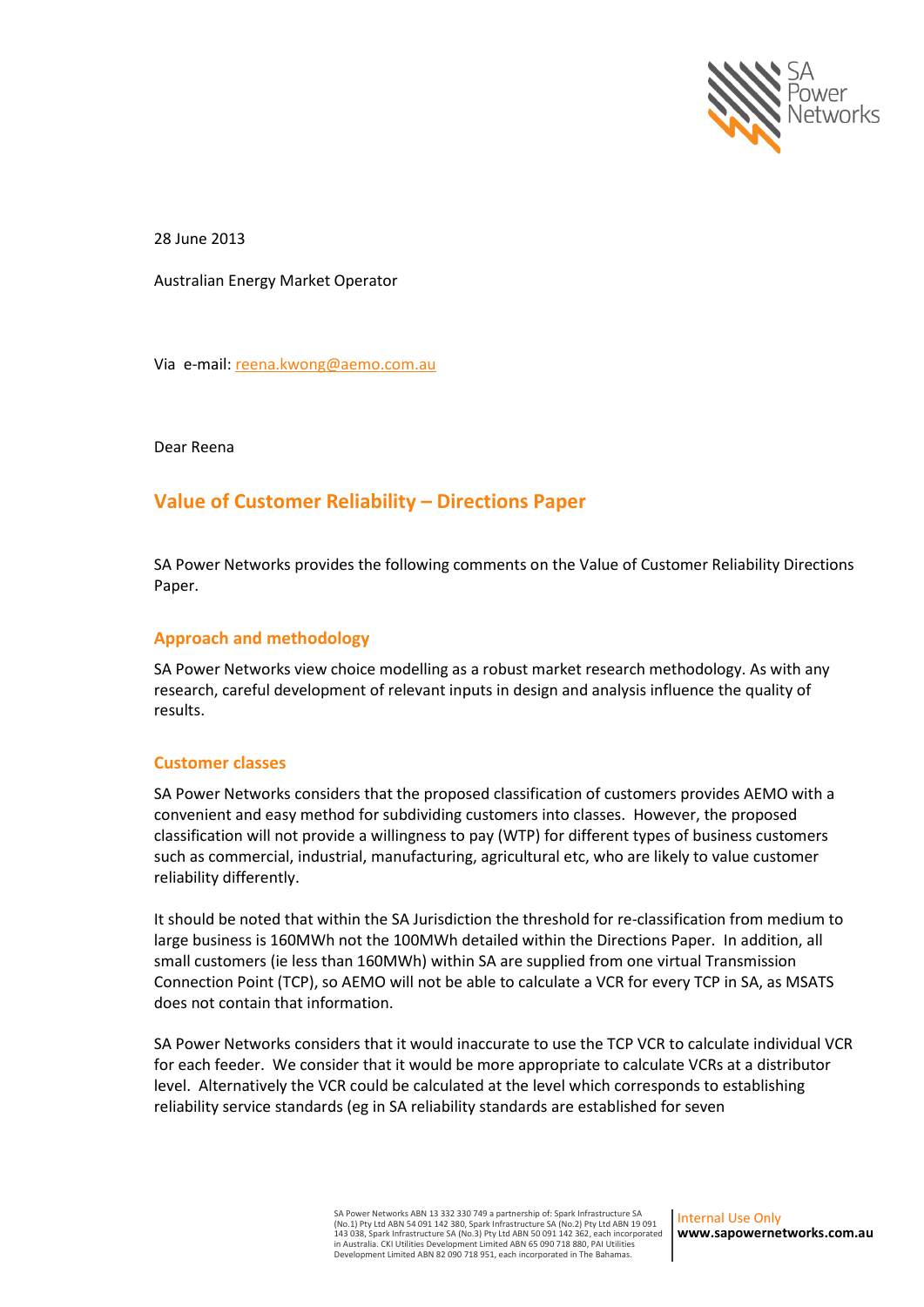28 June 2013

Australian Energy Market Operator

Via e-mail: reena.kwong@aemo.com.au

Dear Reena

## Value of Customer Reliability – Directions Paper

SA Power Networks provides the following comments on the Value of Customer Reliability Directions Paper.

### Approach and methodology

SA Power Networks view choice modelling as a robust market research methodology. As with any research, careful development of relevant inputs in design and analysis influence the quality of results.

### Customer classes

SA Power Networks considers that the proposed classification of customers provides AEMO with a convenient and easy method for subdividing customers into classes. However, the proposed classification will not provide a willingness to pay (WTP) for different types of business customers such as commercial, industrial, manufacturing, agricultural etc, who are likely to value customer reliability differently.

It should be noted that within the SA Jurisdiction the threshold for re-classification from medium to large business is 160MWh not the 100MWh detailed within the Directions Paper. In addition, all small customers (ie less than 160MWh) within SA are supplied from one virtual Transmission Connection Point (TCP), so AEMO will not be able to calculate a VCR for every TCP in SA, as MSATS does not contain that information.

SA Power Networks considers that it would inaccurate to use the TCP VCR to calculate individual VCR for each feeder. We consider that it would be more appropriate to calculate VCRs at a distributor level. Alternatively the VCR could be calculated at the level which corresponds to establishing reliability service standards (eg in SA reliability standards are established for seven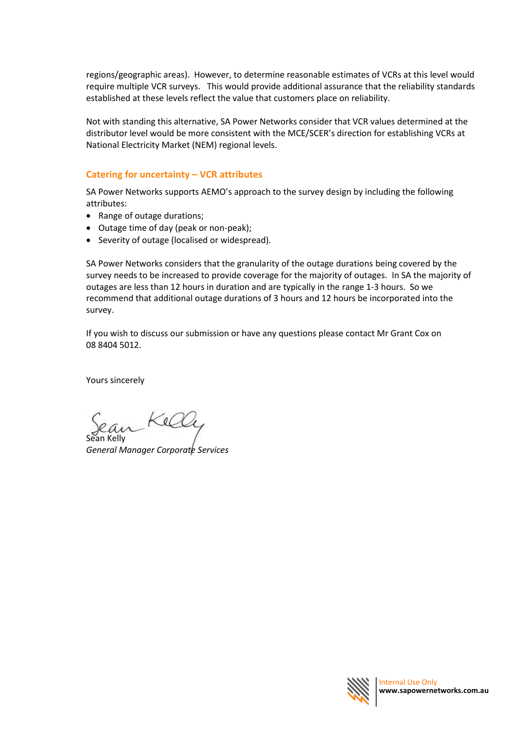regions/geographic areas). However, to determine reasonable estimates of VCRs at this level would require multiple VCR surveys. This would provide additional assurance that the reliability standards established at these levels reflect the value that customers place on reliability.

Not with standing this alternative, SA Power Networks consider that VCR values determined at the distributor level would be more consistent with the MCE/SCER's direction for establishing VCRs at National Electricity Market (NEM) regional levels.

## Catering for uncertainty – VCR attributes

SA Power Networks supports AEMO's approach to the survey design by including the following attributes:

- Range of outage durations;
- Outage time of day (peak or non-peak);
- Severity of outage (localised or widespread).

SA Power Networks considers that the granularity of the outage durations being covered by the survey needs to be increased to provide coverage for the majority of outages. In SA the majority of outages are less than 12 hours in duration and are typically in the range 1-3 hours. So we recommend that additional outage durations of 3 hours and 12 hours be incorporated into the survey.

If you wish to discuss our submission or have any questions please contact Mr Grant Cox on 08 8404 5012.

Yours sincerely

Sean Kelly
*General Manager Corporate Services*

Internal Use Only
**www.sapowernetworks.com.au**